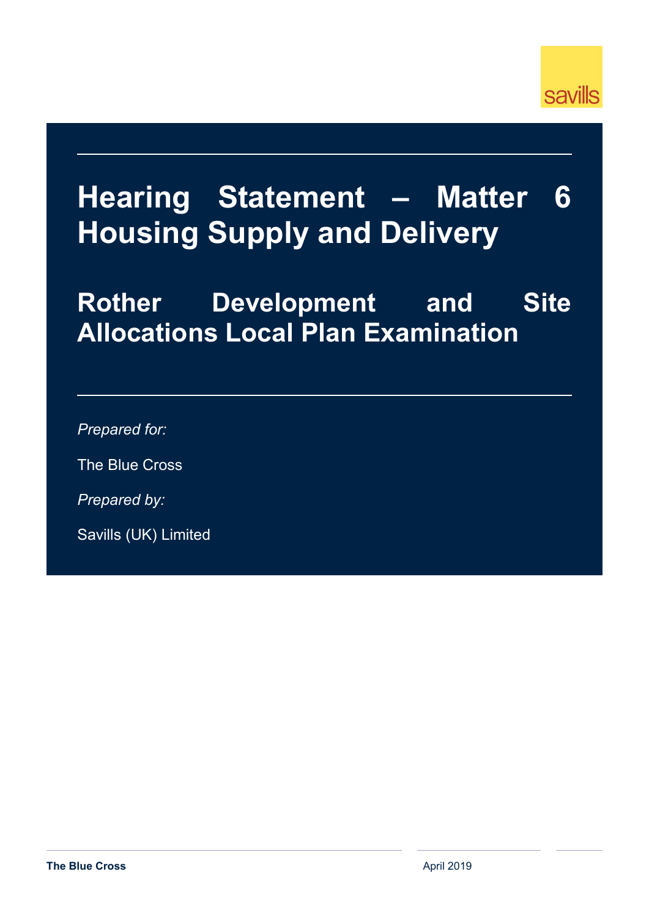# Hearing Statement – Matter 6 Housing Supply and Delivery

## Rother Development and Site Allocations Local Plan Examination

*Prepared for:*

The Blue Cross

*Prepared by:*

Savills (UK) Limited

**The Blue Cross**

April 2019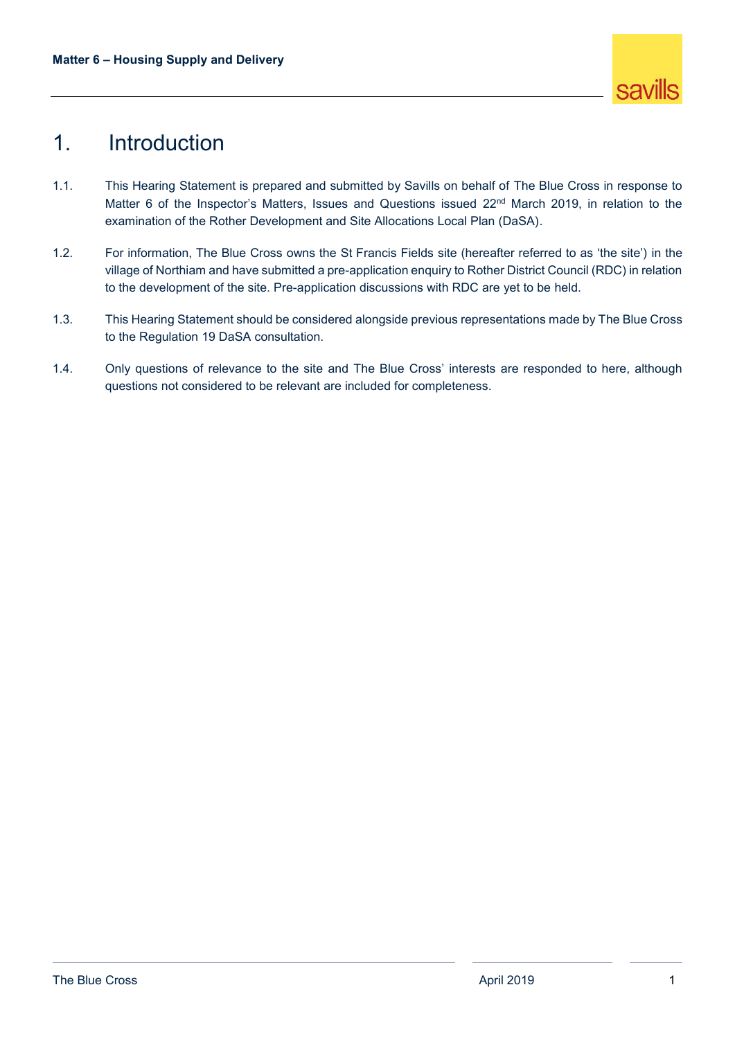# 1. Introduction

1.1. This Hearing Statement is prepared and submitted by Savills on behalf of The Blue Cross in response to Matter 6 of the Inspector's Matters, Issues and Questions issued 22nd March 2019, in relation to the examination of the Rother Development and Site Allocations Local Plan (DaSA).

1.2. For information, The Blue Cross owns the St Francis Fields site (hereafter referred to as 'the site') in the village of Northiam and have submitted a pre-application enquiry to Rother District Council (RDC) in relation to the development of the site. Pre-application discussions with RDC are yet to be held.

1.3. This Hearing Statement should be considered alongside previous representations made by The Blue Cross to the Regulation 19 DaSA consultation.

1.4. Only questions of relevance to the site and The Blue Cross' interests are responded to here, although questions not considered to be relevant are included for completeness.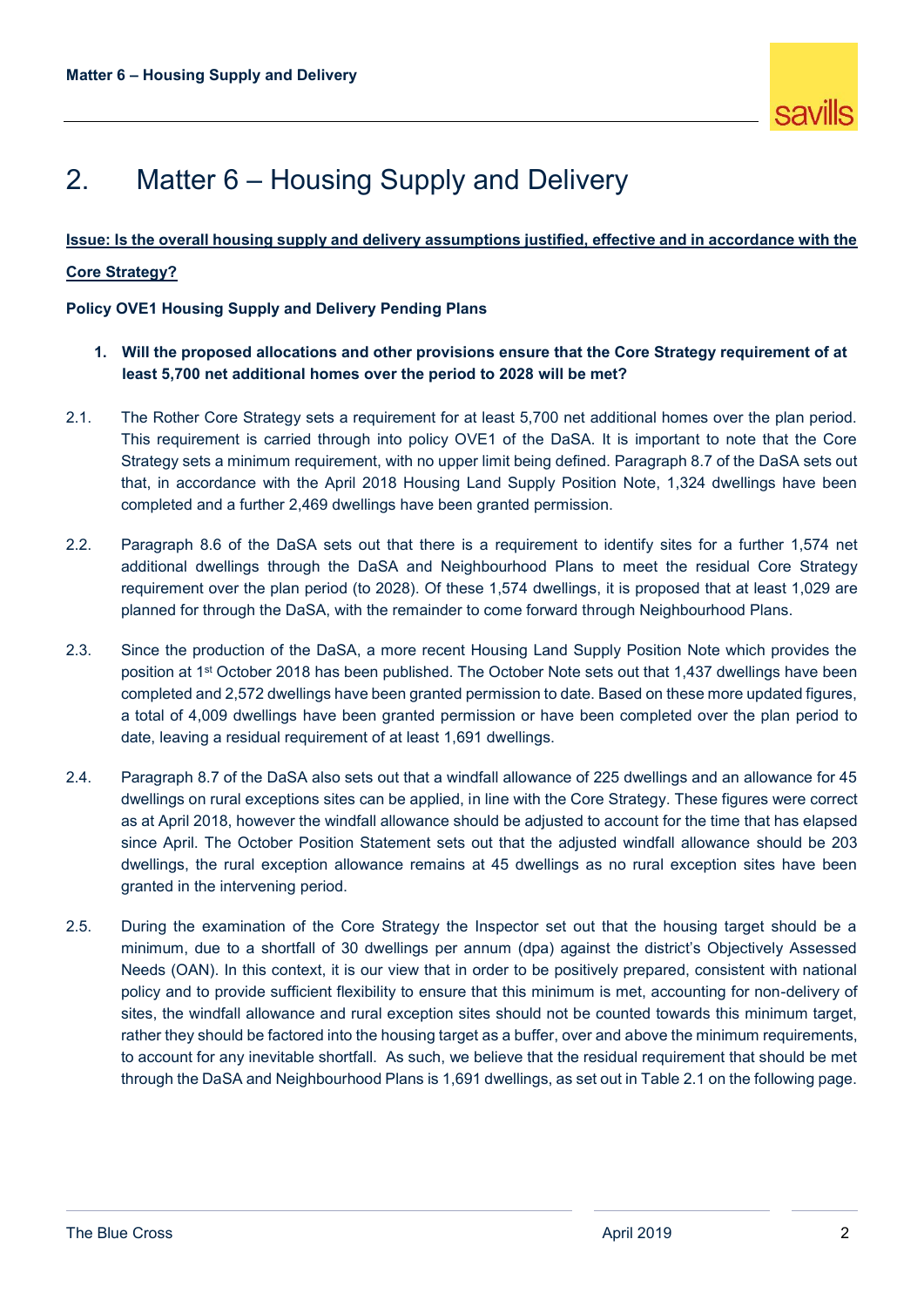# 2. Matter 6 – Housing Supply and Delivery

**Issue: Is the overall housing supply and delivery assumptions justified, effective and in accordance with the Core Strategy?**

**Policy OVE1 Housing Supply and Delivery Pending Plans**

1. **Will the proposed allocations and other provisions ensure that the Core Strategy requirement of at least 5,700 net additional homes over the period to 2028 will be met?**

2.1. The Rother Core Strategy sets a requirement for at least 5,700 net additional homes over the plan period. This requirement is carried through into policy OVE1 of the DaSA. It is important to note that the Core Strategy sets a minimum requirement, with no upper limit being defined. Paragraph 8.7 of the DaSA sets out that, in accordance with the April 2018 Housing Land Supply Position Note, 1,324 dwellings have been completed and a further 2,469 dwellings have been granted permission.

2.2. Paragraph 8.6 of the DaSA sets out that there is a requirement to identify sites for a further 1,574 net additional dwellings through the DaSA and Neighbourhood Plans to meet the residual Core Strategy requirement over the plan period (to 2028). Of these 1,574 dwellings, it is proposed that at least 1,029 are planned for through the DaSA, with the remainder to come forward through Neighbourhood Plans.

2.3. Since the production of the DaSA, a more recent Housing Land Supply Position Note which provides the position at 1st October 2018 has been published. The October Note sets out that 1,437 dwellings have been completed and 2,572 dwellings have been granted permission to date. Based on these more updated figures, a total of 4,009 dwellings have been granted permission or have been completed over the plan period to date, leaving a residual requirement of at least 1,691 dwellings.

2.4. Paragraph 8.7 of the DaSA also sets out that a windfall allowance of 225 dwellings and an allowance for 45 dwellings on rural exceptions sites can be applied, in line with the Core Strategy. These figures were correct as at April 2018, however the windfall allowance should be adjusted to account for the time that has elapsed since April. The October Position Statement sets out that the adjusted windfall allowance should be 203 dwellings, the rural exception allowance remains at 45 dwellings as no rural exception sites have been granted in the intervening period.

2.5. During the examination of the Core Strategy the Inspector set out that the housing target should be a minimum, due to a shortfall of 30 dwellings per annum (dpa) against the district's Objectively Assessed Needs (OAN). In this context, it is our view that in order to be positively prepared, consistent with national policy and to provide sufficient flexibility to ensure that this minimum is met, accounting for non-delivery of sites, the windfall allowance and rural exception sites should not be counted towards this minimum target, rather they should be factored into the housing target as a buffer, over and above the minimum requirements, to account for any inevitable shortfall. As such, we believe that the residual requirement that should be met through the DaSA and Neighbourhood Plans is 1,691 dwellings, as set out in Table 2.1 on the following page.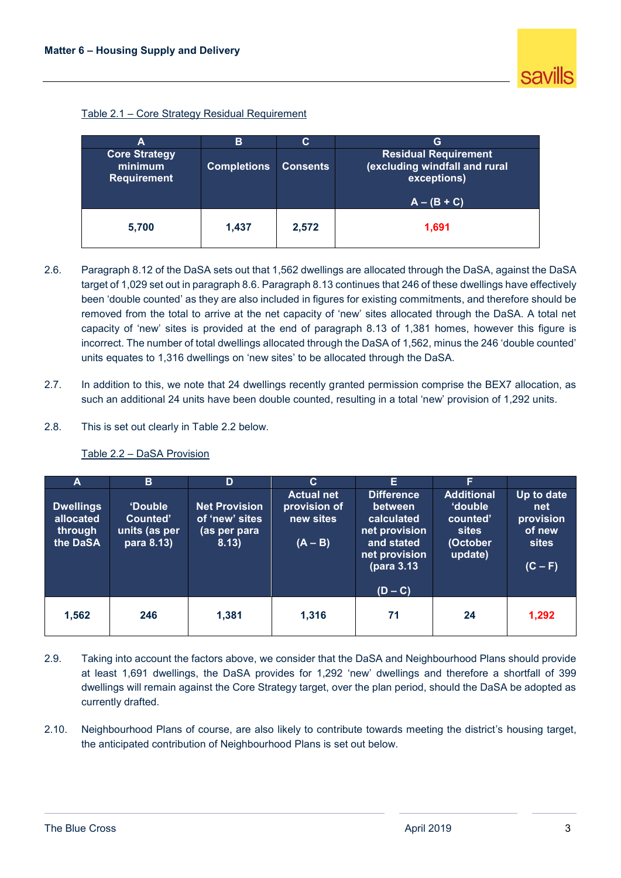Table 2.1 – Core Strategy Residual Requirement

| A | B | C | G |
|---|---|---|---|
| Core Strategy minimum Requirement | Completions | Consents | Residual Requirement (excluding windfall and rural exceptions)<br><br>A – (B + C) |
| 5,700 | 1,437 | 2,572 | 1,691 |

2.6. Paragraph 8.12 of the DaSA sets out that 1,562 dwellings are allocated through the DaSA, against the DaSA target of 1,029 set out in paragraph 8.6. Paragraph 8.13 continues that 246 of these dwellings have effectively been 'double counted' as they are also included in figures for existing commitments, and therefore should be removed from the total to arrive at the net capacity of 'new' sites allocated through the DaSA. A total net capacity of 'new' sites is provided at the end of paragraph 8.13 of 1,381 homes, however this figure is incorrect. The number of total dwellings allocated through the DaSA of 1,562, minus the 246 'double counted' units equates to 1,316 dwellings on 'new sites' to be allocated through the DaSA.

2.7. In addition to this, we note that 24 dwellings recently granted permission comprise the BEX7 allocation, as such an additional 24 units have been double counted, resulting in a total 'new' provision of 1,292 units.

2.8. This is set out clearly in Table 2.2 below.

Table 2.2 – DaSA Provision

| A | B | D | C | E | F | |
|---|---|---|---|---|---|---|
| Dwellings allocated through the DaSA | 'Double Counted' units (as per para 8.13) | Net Provision of 'new' sites (as per para 8.13) | Actual net provision of new sites<br><br>(A – B) | Difference between calculated net provision and stated net provision (para 3.13<br><br>(D – C) | Additional 'double counted' sites (October update) | Up to date net provision of new sites<br><br>(C – F) |
| 1,562 | 246 | 1,381 | 1,316 | 71 | 24 | 1,292 |

2.9. Taking into account the factors above, we consider that the DaSA and Neighbourhood Plans should provide at least 1,691 dwellings, the DaSA provides for 1,292 'new' dwellings and therefore a shortfall of 399 dwellings will remain against the Core Strategy target, over the plan period, should the DaSA be adopted as currently drafted.

2.10. Neighbourhood Plans of course, are also likely to contribute towards meeting the district's housing target, the anticipated contribution of Neighbourhood Plans is set out below.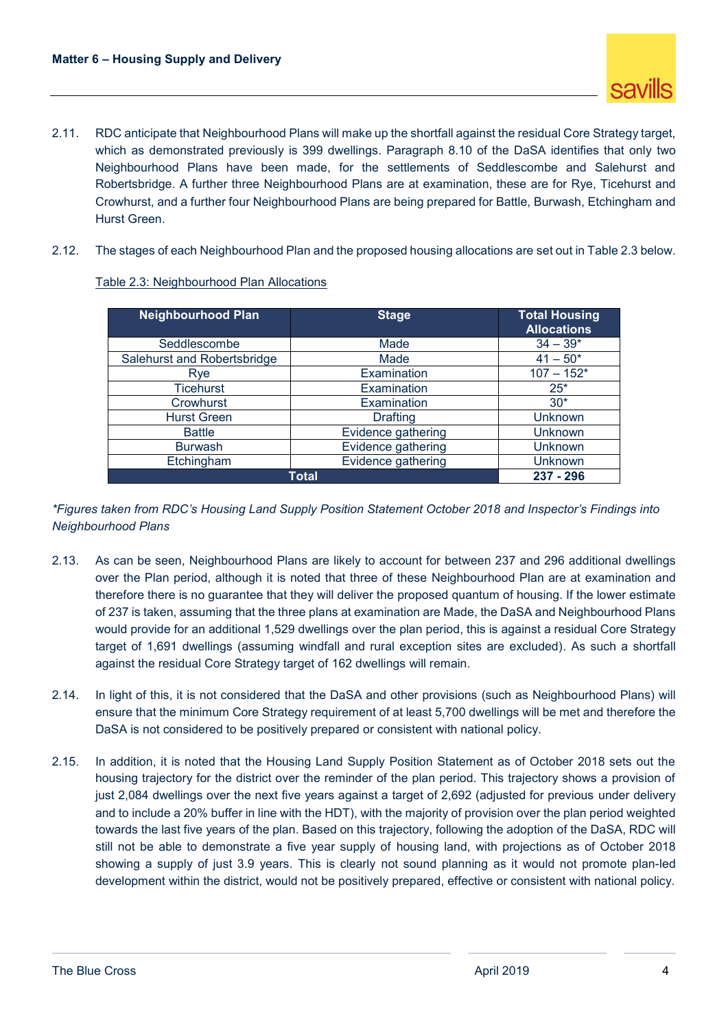2.11. RDC anticipate that Neighbourhood Plans will make up the shortfall against the residual Core Strategy target, which as demonstrated previously is 399 dwellings. Paragraph 8.10 of the DaSA identifies that only two Neighbourhood Plans have been made, for the settlements of Seddlescombe and Salehurst and Robertsbridge. A further three Neighbourhood Plans are at examination, these are for Rye, Ticehurst and Crowhurst, and a further four Neighbourhood Plans are being prepared for Battle, Burwash, Etchingham and Hurst Green.

2.12. The stages of each Neighbourhood Plan and the proposed housing allocations are set out in Table 2.3 below.

Table 2.3: Neighbourhood Plan Allocations

| Neighbourhood Plan | Stage | Total Housing Allocations |
|---|---|---|
| Seddlescombe | Made | 34 – 39* |
| Salehurst and Robertsbridge | Made | 41 – 50* |
| Rye | Examination | 107 – 152* |
| Ticehurst | Examination | 25* |
| Crowhurst | Examination | 30* |
| Hurst Green | Drafting | Unknown |
| Battle | Evidence gathering | Unknown |
| Burwash | Evidence gathering | Unknown |
| Etchingham | Evidence gathering | Unknown |
| **Total** | | **237 - 296** |

*\*Figures taken from RDC's Housing Land Supply Position Statement October 2018 and Inspector's Findings into Neighbourhood Plans*

2.13. As can be seen, Neighbourhood Plans are likely to account for between 237 and 296 additional dwellings over the Plan period, although it is noted that three of these Neighbourhood Plan are at examination and therefore there is no guarantee that they will deliver the proposed quantum of housing. If the lower estimate of 237 is taken, assuming that the three plans at examination are Made, the DaSA and Neighbourhood Plans would provide for an additional 1,529 dwellings over the plan period, this is against a residual Core Strategy target of 1,691 dwellings (assuming windfall and rural exception sites are excluded). As such a shortfall against the residual Core Strategy target of 162 dwellings will remain.

2.14. In light of this, it is not considered that the DaSA and other provisions (such as Neighbourhood Plans) will ensure that the minimum Core Strategy requirement of at least 5,700 dwellings will be met and therefore the DaSA is not considered to be positively prepared or consistent with national policy.

2.15. In addition, it is noted that the Housing Land Supply Position Statement as of October 2018 sets out the housing trajectory for the district over the reminder of the plan period. This trajectory shows a provision of just 2,084 dwellings over the next five years against a target of 2,692 (adjusted for previous under delivery and to include a 20% buffer in line with the HDT), with the majority of provision over the plan period weighted towards the last five years of the plan. Based on this trajectory, following the adoption of the DaSA, RDC will still not be able to demonstrate a five year supply of housing land, with projections as of October 2018 showing a supply of just 3.9 years. This is clearly not sound planning as it would not promote plan-led development within the district, would not be positively prepared, effective or consistent with national policy.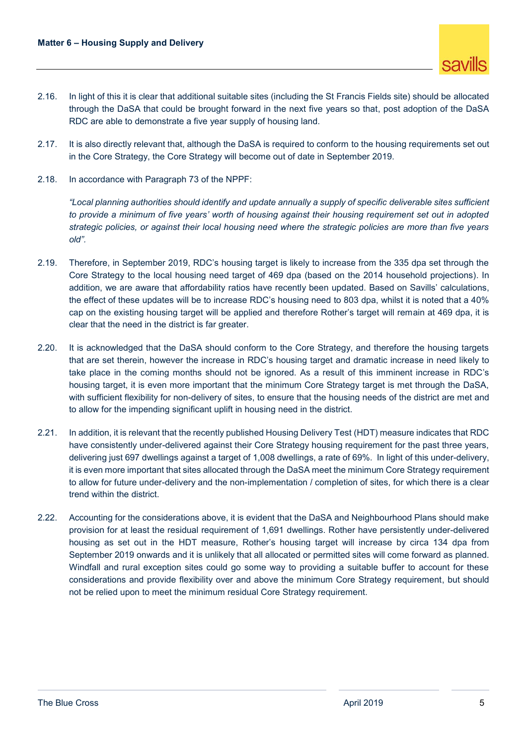2.16. In light of this it is clear that additional suitable sites (including the St Francis Fields site) should be allocated through the DaSA that could be brought forward in the next five years so that, post adoption of the DaSA RDC are able to demonstrate a five year supply of housing land.

2.17. It is also directly relevant that, although the DaSA is required to conform to the housing requirements set out in the Core Strategy, the Core Strategy will become out of date in September 2019.

2.18. In accordance with Paragraph 73 of the NPPF:

*"Local planning authorities should identify and update annually a supply of specific deliverable sites sufficient to provide a minimum of five years' worth of housing against their housing requirement set out in adopted strategic policies, or against their local housing need where the strategic policies are more than five years old".*

2.19. Therefore, in September 2019, RDC's housing target is likely to increase from the 335 dpa set through the Core Strategy to the local housing need target of 469 dpa (based on the 2014 household projections). In addition, we are aware that affordability ratios have recently been updated. Based on Savills' calculations, the effect of these updates will be to increase RDC's housing need to 803 dpa, whilst it is noted that a 40% cap on the existing housing target will be applied and therefore Rother's target will remain at 469 dpa, it is clear that the need in the district is far greater.

2.20. It is acknowledged that the DaSA should conform to the Core Strategy, and therefore the housing targets that are set therein, however the increase in RDC's housing target and dramatic increase in need likely to take place in the coming months should not be ignored. As a result of this imminent increase in RDC's housing target, it is even more important that the minimum Core Strategy target is met through the DaSA, with sufficient flexibility for non-delivery of sites, to ensure that the housing needs of the district are met and to allow for the impending significant uplift in housing need in the district.

2.21. In addition, it is relevant that the recently published Housing Delivery Test (HDT) measure indicates that RDC have consistently under-delivered against their Core Strategy housing requirement for the past three years, delivering just 697 dwellings against a target of 1,008 dwellings, a rate of 69%. In light of this under-delivery, it is even more important that sites allocated through the DaSA meet the minimum Core Strategy requirement to allow for future under-delivery and the non-implementation / completion of sites, for which there is a clear trend within the district.

2.22. Accounting for the considerations above, it is evident that the DaSA and Neighbourhood Plans should make provision for at least the residual requirement of 1,691 dwellings. Rother have persistently under-delivered housing as set out in the HDT measure, Rother's housing target will increase by circa 134 dpa from September 2019 onwards and it is unlikely that all allocated or permitted sites will come forward as planned. Windfall and rural exception sites could go some way to providing a suitable buffer to account for these considerations and provide flexibility over and above the minimum Core Strategy requirement, but should not be relied upon to meet the minimum residual Core Strategy requirement.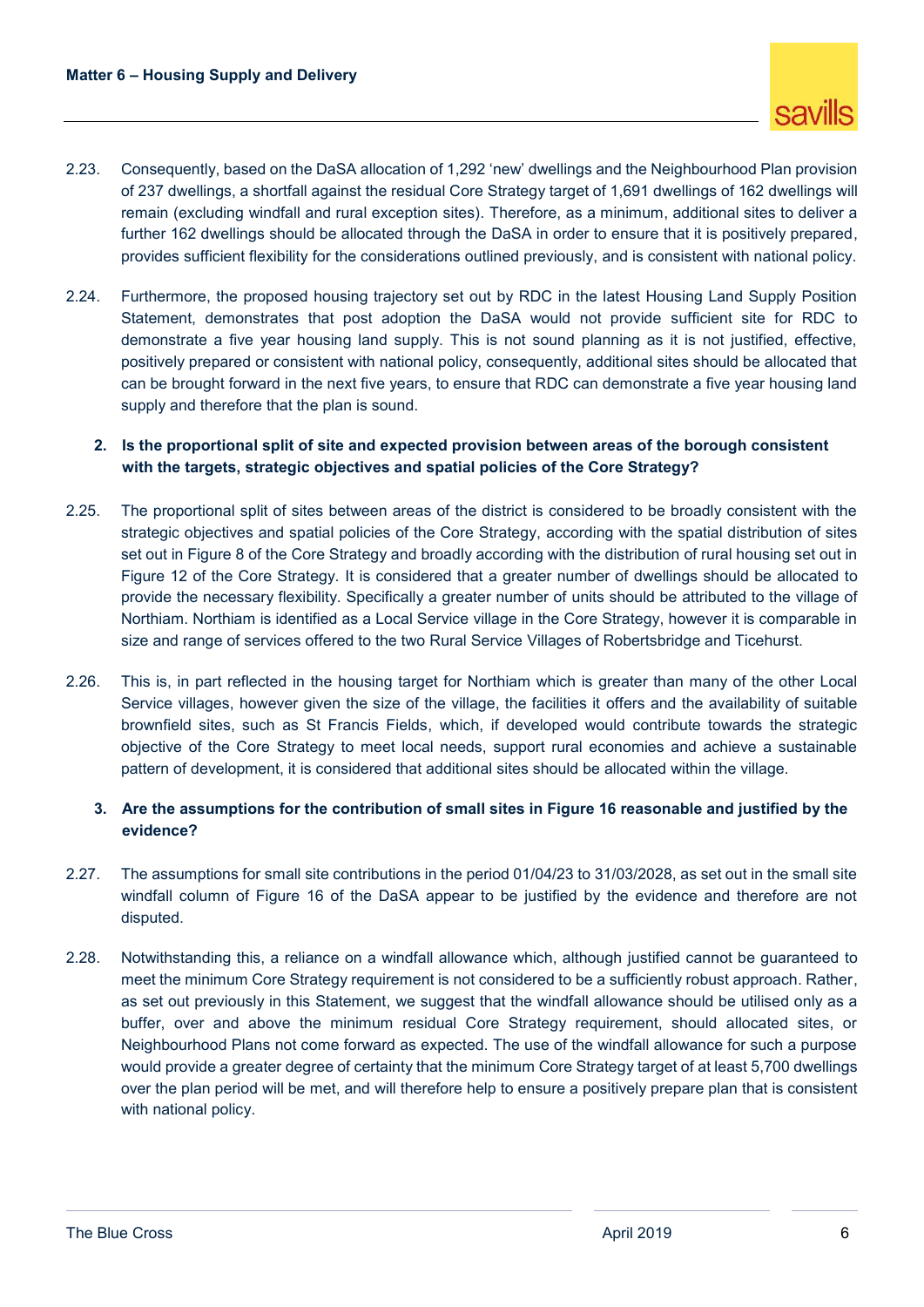2.23. Consequently, based on the DaSA allocation of 1,292 'new' dwellings and the Neighbourhood Plan provision of 237 dwellings, a shortfall against the residual Core Strategy target of 1,691 dwellings of 162 dwellings will remain (excluding windfall and rural exception sites). Therefore, as a minimum, additional sites to deliver a further 162 dwellings should be allocated through the DaSA in order to ensure that it is positively prepared, provides sufficient flexibility for the considerations outlined previously, and is consistent with national policy.

2.24. Furthermore, the proposed housing trajectory set out by RDC in the latest Housing Land Supply Position Statement, demonstrates that post adoption the DaSA would not provide sufficient site for RDC to demonstrate a five year housing land supply. This is not sound planning as it is not justified, effective, positively prepared or consistent with national policy, consequently, additional sites should be allocated that can be brought forward in the next five years, to ensure that RDC can demonstrate a five year housing land supply and therefore that the plan is sound.

**2. Is the proportional split of site and expected provision between areas of the borough consistent with the targets, strategic objectives and spatial policies of the Core Strategy?**

2.25. The proportional split of sites between areas of the district is considered to be broadly consistent with the strategic objectives and spatial policies of the Core Strategy, according with the spatial distribution of sites set out in Figure 8 of the Core Strategy and broadly according with the distribution of rural housing set out in Figure 12 of the Core Strategy. It is considered that a greater number of dwellings should be allocated to provide the necessary flexibility. Specifically a greater number of units should be attributed to the village of Northiam. Northiam is identified as a Local Service village in the Core Strategy, however it is comparable in size and range of services offered to the two Rural Service Villages of Robertsbridge and Ticehurst.

2.26. This is, in part reflected in the housing target for Northiam which is greater than many of the other Local Service villages, however given the size of the village, the facilities it offers and the availability of suitable brownfield sites, such as St Francis Fields, which, if developed would contribute towards the strategic objective of the Core Strategy to meet local needs, support rural economies and achieve a sustainable pattern of development, it is considered that additional sites should be allocated within the village.

**3. Are the assumptions for the contribution of small sites in Figure 16 reasonable and justified by the evidence?**

2.27. The assumptions for small site contributions in the period 01/04/23 to 31/03/2028, as set out in the small site windfall column of Figure 16 of the DaSA appear to be justified by the evidence and therefore are not disputed.

2.28. Notwithstanding this, a reliance on a windfall allowance which, although justified cannot be guaranteed to meet the minimum Core Strategy requirement is not considered to be a sufficiently robust approach. Rather, as set out previously in this Statement, we suggest that the windfall allowance should be utilised only as a buffer, over and above the minimum residual Core Strategy requirement, should allocated sites, or Neighbourhood Plans not come forward as expected. The use of the windfall allowance for such a purpose would provide a greater degree of certainty that the minimum Core Strategy target of at least 5,700 dwellings over the plan period will be met, and will therefore help to ensure a positively prepare plan that is consistent with national policy.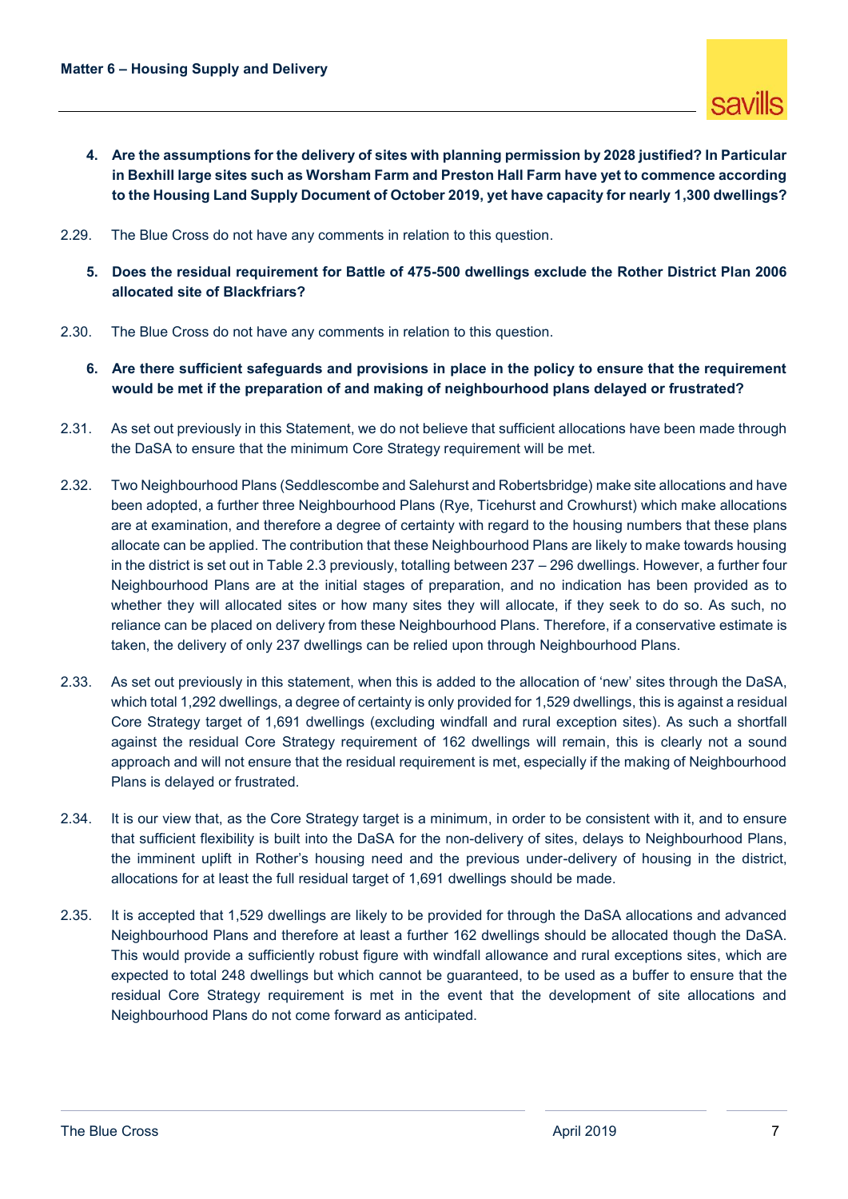4. **Are the assumptions for the delivery of sites with planning permission by 2028 justified? In Particular in Bexhill large sites such as Worsham Farm and Preston Hall Farm have yet to commence according to the Housing Land Supply Document of October 2019, yet have capacity for nearly 1,300 dwellings?**

2.29. The Blue Cross do not have any comments in relation to this question.

5. **Does the residual requirement for Battle of 475-500 dwellings exclude the Rother District Plan 2006 allocated site of Blackfriars?**

2.30. The Blue Cross do not have any comments in relation to this question.

6. **Are there sufficient safeguards and provisions in place in the policy to ensure that the requirement would be met if the preparation of and making of neighbourhood plans delayed or frustrated?**

2.31. As set out previously in this Statement, we do not believe that sufficient allocations have been made through the DaSA to ensure that the minimum Core Strategy requirement will be met.

2.32. Two Neighbourhood Plans (Seddlescombe and Salehurst and Robertsbridge) make site allocations and have been adopted, a further three Neighbourhood Plans (Rye, Ticehurst and Crowhurst) which make allocations are at examination, and therefore a degree of certainty with regard to the housing numbers that these plans allocate can be applied. The contribution that these Neighbourhood Plans are likely to make towards housing in the district is set out in Table 2.3 previously, totalling between 237 – 296 dwellings. However, a further four Neighbourhood Plans are at the initial stages of preparation, and no indication has been provided as to whether they will allocated sites or how many sites they will allocate, if they seek to do so. As such, no reliance can be placed on delivery from these Neighbourhood Plans. Therefore, if a conservative estimate is taken, the delivery of only 237 dwellings can be relied upon through Neighbourhood Plans.

2.33. As set out previously in this statement, when this is added to the allocation of 'new' sites through the DaSA, which total 1,292 dwellings, a degree of certainty is only provided for 1,529 dwellings, this is against a residual Core Strategy target of 1,691 dwellings (excluding windfall and rural exception sites). As such a shortfall against the residual Core Strategy requirement of 162 dwellings will remain, this is clearly not a sound approach and will not ensure that the residual requirement is met, especially if the making of Neighbourhood Plans is delayed or frustrated.

2.34. It is our view that, as the Core Strategy target is a minimum, in order to be consistent with it, and to ensure that sufficient flexibility is built into the DaSA for the non-delivery of sites, delays to Neighbourhood Plans, the imminent uplift in Rother's housing need and the previous under-delivery of housing in the district, allocations for at least the full residual target of 1,691 dwellings should be made.

2.35. It is accepted that 1,529 dwellings are likely to be provided for through the DaSA allocations and advanced Neighbourhood Plans and therefore at least a further 162 dwellings should be allocated though the DaSA. This would provide a sufficiently robust figure with windfall allowance and rural exceptions sites, which are expected to total 248 dwellings but which cannot be guaranteed, to be used as a buffer to ensure that the residual Core Strategy requirement is met in the event that the development of site allocations and Neighbourhood Plans do not come forward as anticipated.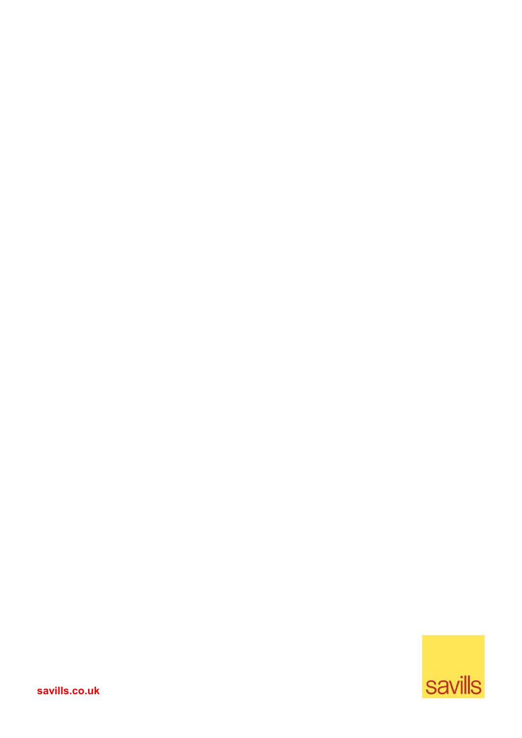savills.co.uk

savills